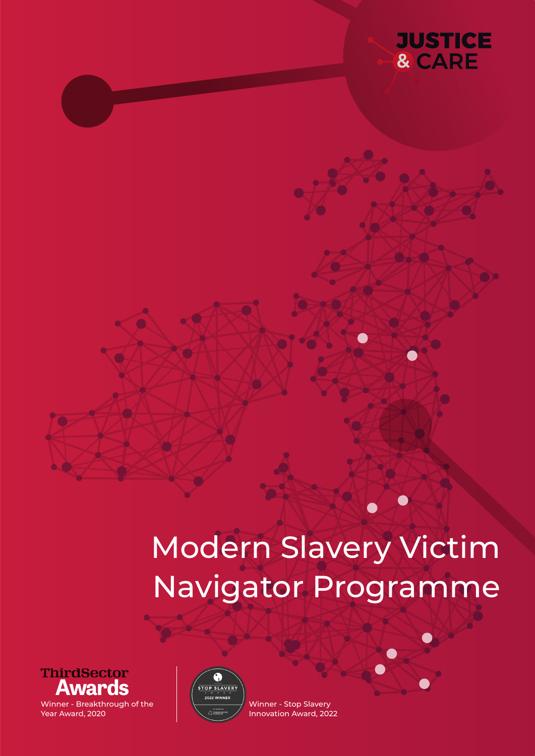JUSTICE & CARE

# Modern Slavery Victim Navigator Programme

ThirdSector Awards

Winner - Breakthrough of the Year Award, 2020

STOP SLAVERY AWARD 2022 WINNER

Winner - Stop Slavery Innovation Award, 2022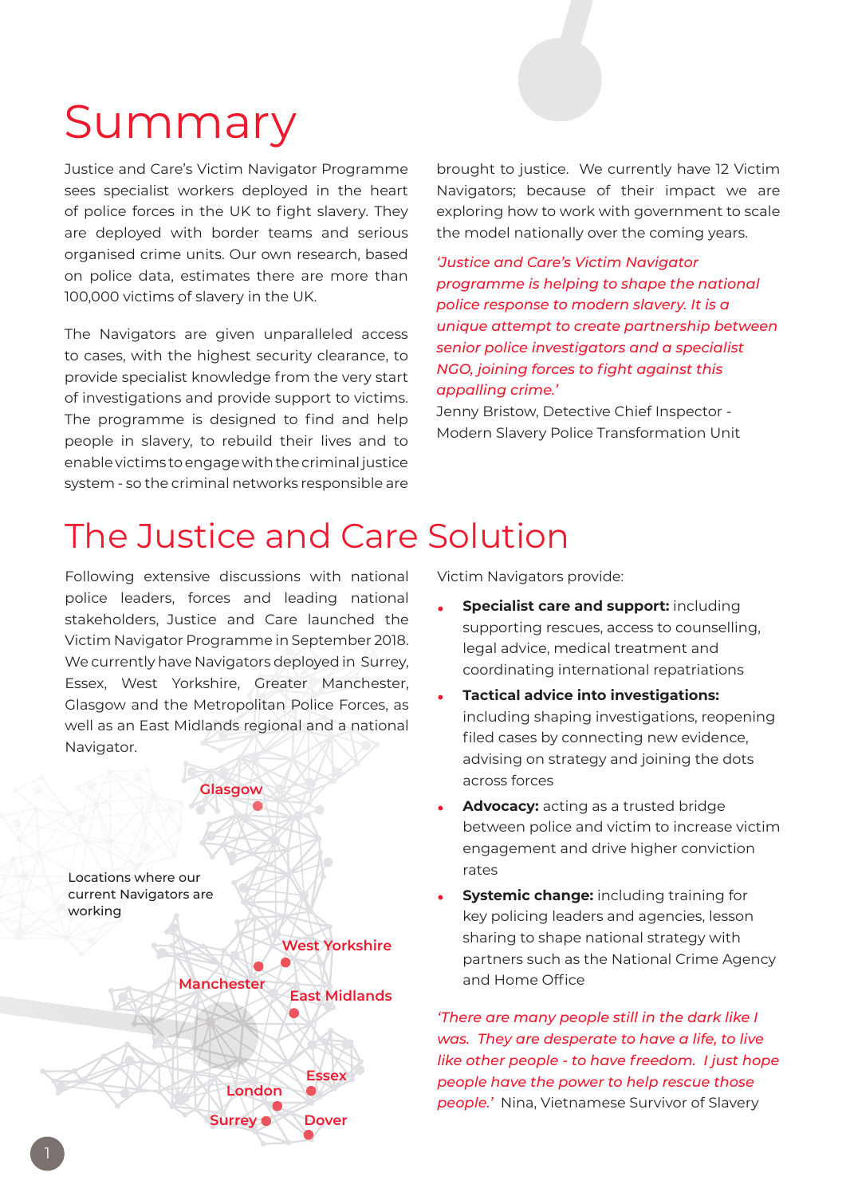# Summary

Justice and Care's Victim Navigator Programme sees specialist workers deployed in the heart of police forces in the UK to fight slavery. They are deployed with border teams and serious organised crime units. Our own research, based on police data, estimates there are more than 100,000 victims of slavery in the UK.

The Navigators are given unparalleled access to cases, with the highest security clearance, to provide specialist knowledge from the very start of investigations and provide support to victims. The programme is designed to find and help people in slavery, to rebuild their lives and to enable victims to engage with the criminal justice system - so the criminal networks responsible are brought to justice. We currently have 12 Victim Navigators; because of their impact we are exploring how to work with government to scale the model nationally over the coming years.

*'Justice and Care's Victim Navigator programme is helping to shape the national police response to modern slavery. It is a unique attempt to create partnership between senior police investigators and a specialist NGO, joining forces to fight against this appalling crime.'*

Jenny Bristow, Detective Chief Inspector - Modern Slavery Police Transformation Unit

# The Justice and Care Solution

Following extensive discussions with national police leaders, forces and leading national stakeholders, Justice and Care launched the Victim Navigator Programme in September 2018. We currently have Navigators deployed in Surrey, Essex, West Yorkshire, Greater Manchester, Glasgow and the Metropolitan Police Forces, as well as an East Midlands regional and a national Navigator.

Locations where our current Navigators are working: Glasgow, West Yorkshire, Manchester, East Midlands, Essex, London, Surrey, Dover

Victim Navigators provide:

- **Specialist care and support:** including supporting rescues, access to counselling, legal advice, medical treatment and coordinating international repatriations
- **Tactical advice into investigations:** including shaping investigations, reopening filed cases by connecting new evidence, advising on strategy and joining the dots across forces
- **Advocacy:** acting as a trusted bridge between police and victim to increase victim engagement and drive higher conviction rates
- **Systemic change:** including training for key policing leaders and agencies, lesson sharing to shape national strategy with partners such as the National Crime Agency and Home Office

*'There are many people still in the dark like I was. They are desperate to have a life, to live like other people - to have freedom. I just hope people have the power to help rescue those people.'* Nina, Vietnamese Survivor of Slavery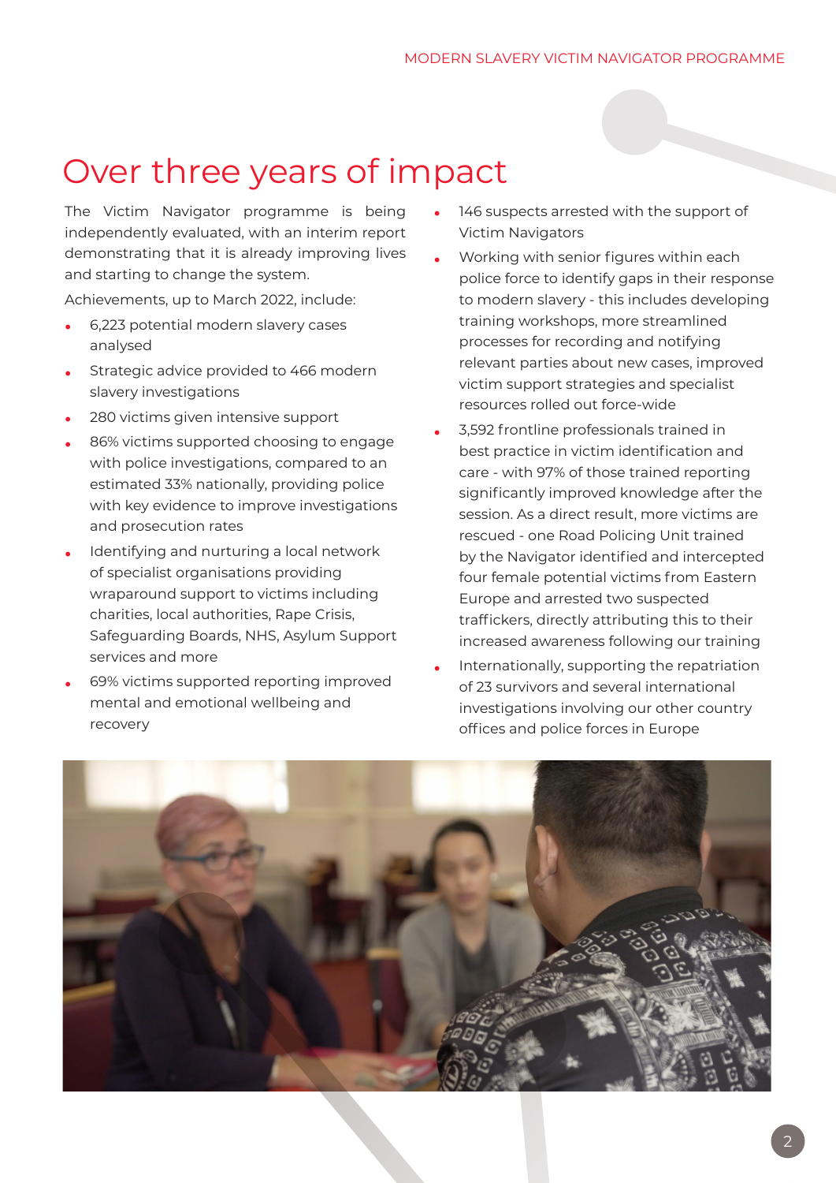# Over three years of impact

The Victim Navigator programme is being independently evaluated, with an interim report demonstrating that it is already improving lives and starting to change the system.

Achievements, up to March 2022, include:

- 6,223 potential modern slavery cases analysed
- Strategic advice provided to 466 modern slavery investigations
- 280 victims given intensive support
- 86% victims supported choosing to engage with police investigations, compared to an estimated 33% nationally, providing police with key evidence to improve investigations and prosecution rates
- Identifying and nurturing a local network of specialist organisations providing wraparound support to victims including charities, local authorities, Rape Crisis, Safeguarding Boards, NHS, Asylum Support services and more
- 69% victims supported reporting improved mental and emotional wellbeing and recovery
- 146 suspects arrested with the support of Victim Navigators
- Working with senior figures within each police force to identify gaps in their response to modern slavery - this includes developing training workshops, more streamlined processes for recording and notifying relevant parties about new cases, improved victim support strategies and specialist resources rolled out force-wide
- 3,592 frontline professionals trained in best practice in victim identification and care - with 97% of those trained reporting significantly improved knowledge after the session. As a direct result, more victims are rescued - one Road Policing Unit trained by the Navigator identified and intercepted four female potential victims from Eastern Europe and arrested two suspected traffickers, directly attributing this to their increased awareness following our training
- Internationally, supporting the repatriation of 23 survivors and several international investigations involving our other country offices and police forces in Europe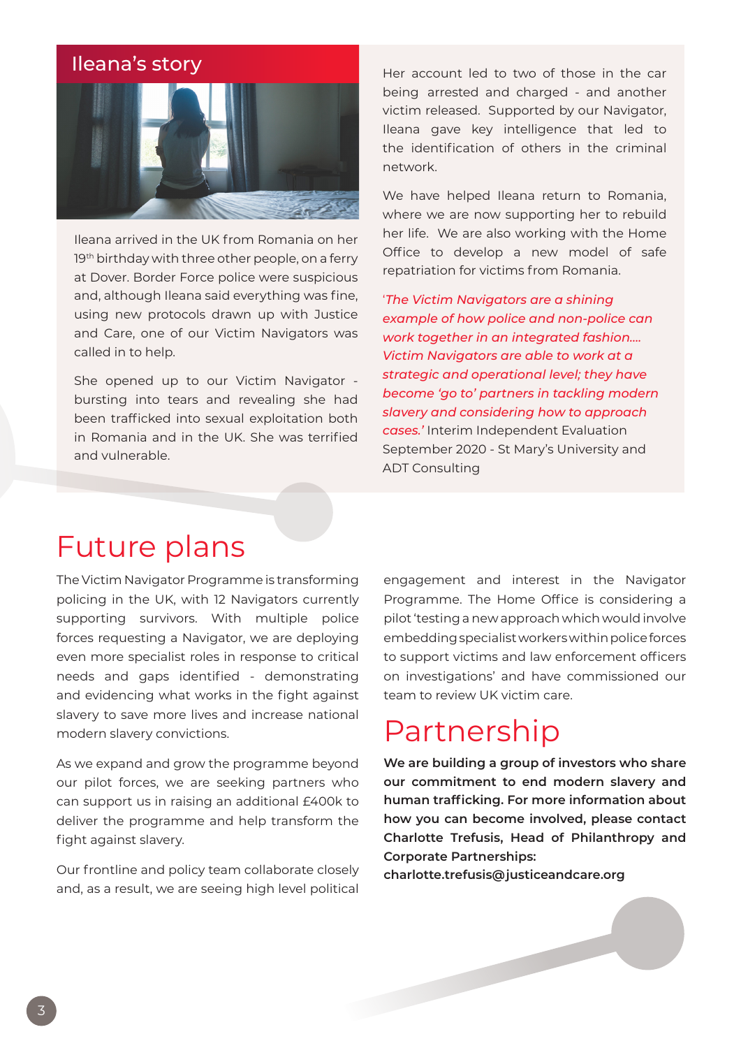## Ileana's story

Ileana arrived in the UK from Romania on her 19th birthday with three other people, on a ferry at Dover. Border Force police were suspicious and, although Ileana said everything was fine, using new protocols drawn up with Justice and Care, one of our Victim Navigators was called in to help.

She opened up to our Victim Navigator - bursting into tears and revealing she had been trafficked into sexual exploitation both in Romania and in the UK. She was terrified and vulnerable.

Her account led to two of those in the car being arrested and charged - and another victim released. Supported by our Navigator, Ileana gave key intelligence that led to the identification of others in the criminal network.

We have helped Ileana return to Romania, where we are now supporting her to rebuild her life. We are also working with the Home Office to develop a new model of safe repatriation for victims from Romania.

*'The Victim Navigators are a shining example of how police and non-police can work together in an integrated fashion.... Victim Navigators are able to work at a strategic and operational level; they have become 'go to' partners in tackling modern slavery and considering how to approach cases.'* Interim Independent Evaluation September 2020 - St Mary's University and ADT Consulting

# Future plans

The Victim Navigator Programme is transforming policing in the UK, with 12 Navigators currently supporting survivors. With multiple police forces requesting a Navigator, we are deploying even more specialist roles in response to critical needs and gaps identified - demonstrating and evidencing what works in the fight against slavery to save more lives and increase national modern slavery convictions.

As we expand and grow the programme beyond our pilot forces, we are seeking partners who can support us in raising an additional £400k to deliver the programme and help transform the fight against slavery.

Our frontline and policy team collaborate closely and, as a result, we are seeing high level political engagement and interest in the Navigator Programme. The Home Office is considering a pilot 'testing a new approach which would involve embedding specialist workers within police forces to support victims and law enforcement officers on investigations' and have commissioned our team to review UK victim care.

# Partnership

**We are building a group of investors who share our commitment to end modern slavery and human trafficking. For more information about how you can become involved, please contact Charlotte Trefusis, Head of Philanthropy and Corporate Partnerships:**
**charlotte.trefusis@justiceandcare.org**